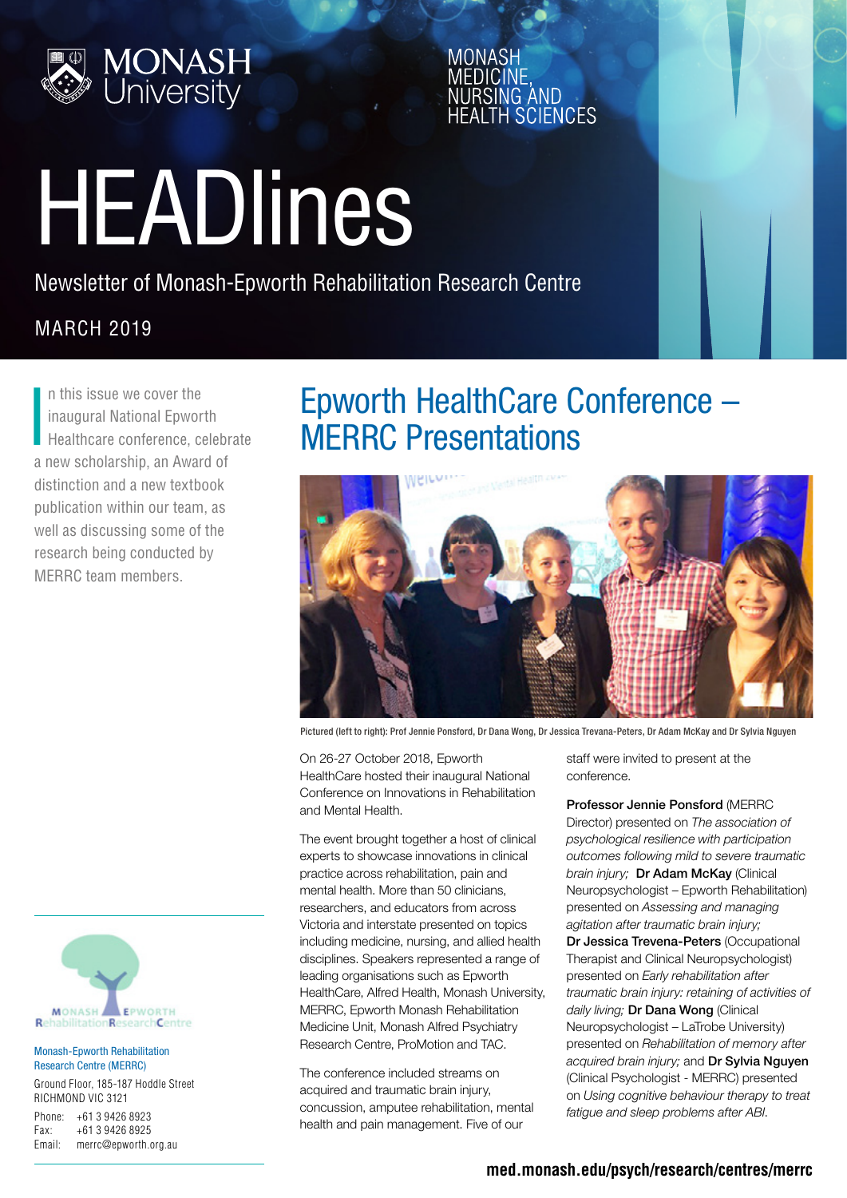MONASH University

MONASH MEDICINE, NURSING AND HEALTH SCIENCES

# HEADlines

Newsletter of Monash-Epworth Rehabilitation Research Centre

MARCH 2019

In this issue we cover the inaugural National Epworth Healthcare conference, celebrate a new scholarship, an Award of distinction and a new textbook publication within our team, as well as discussing some of the research being conducted by MERRC team members.

## Epworth HealthCare Conference – MERRC Presentations

Pictured (left to right): Prof Jennie Ponsford, Dr Dana Wong, Dr Jessica Trevana-Peters, Dr Adam McKay and Dr Sylvia Nguyen

On 26-27 October 2018, Epworth HealthCare hosted their inaugural National Conference on Innovations in Rehabilitation and Mental Health.

The event brought together a host of clinical experts to showcase innovations in clinical practice across rehabilitation, pain and mental health. More than 50 clinicians, researchers, and educators from across Victoria and interstate presented on topics including medicine, nursing, and allied health disciplines. Speakers represented a range of leading organisations such as Epworth HealthCare, Alfred Health, Monash University, MERRC, Epworth Monash Rehabilitation Medicine Unit, Monash Alfred Psychiatry Research Centre, ProMotion and TAC.

The conference included streams on acquired and traumatic brain injury, concussion, amputee rehabilitation, mental health and pain management. Five of our staff were invited to present at the conference.

**Professor Jennie Ponsford** (MERRC Director) presented on *The association of psychological resilience with participation outcomes following mild to severe traumatic brain injury;* **Dr Adam McKay** (Clinical Neuropsychologist – Epworth Rehabilitation) presented on *Assessing and managing agitation after traumatic brain injury;* **Dr Jessica Trevena-Peters** (Occupational Therapist and Clinical Neuropsychologist) presented on *Early rehabilitation after traumatic brain injury: retaining of activities of daily living;* **Dr Dana Wong** (Clinical Neuropsychologist – LaTrobe University) presented on *Rehabilitation of memory after acquired brain injury;* and **Dr Sylvia Nguyen** (Clinical Psychologist - MERRC) presented on *Using cognitive behaviour therapy to treat fatigue and sleep problems after ABI.*

MONASH EPWORTH Rehabilitation Research Centre

Monash-Epworth Rehabilitation Research Centre (MERRC)

Ground Floor, 185-187 Hoddle Street
RICHMOND VIC 3121

Phone: +61 3 9426 8923
Fax: +61 3 9426 8925
Email: merrc@epworth.org.au

med.monash.edu/psych/research/centres/merrc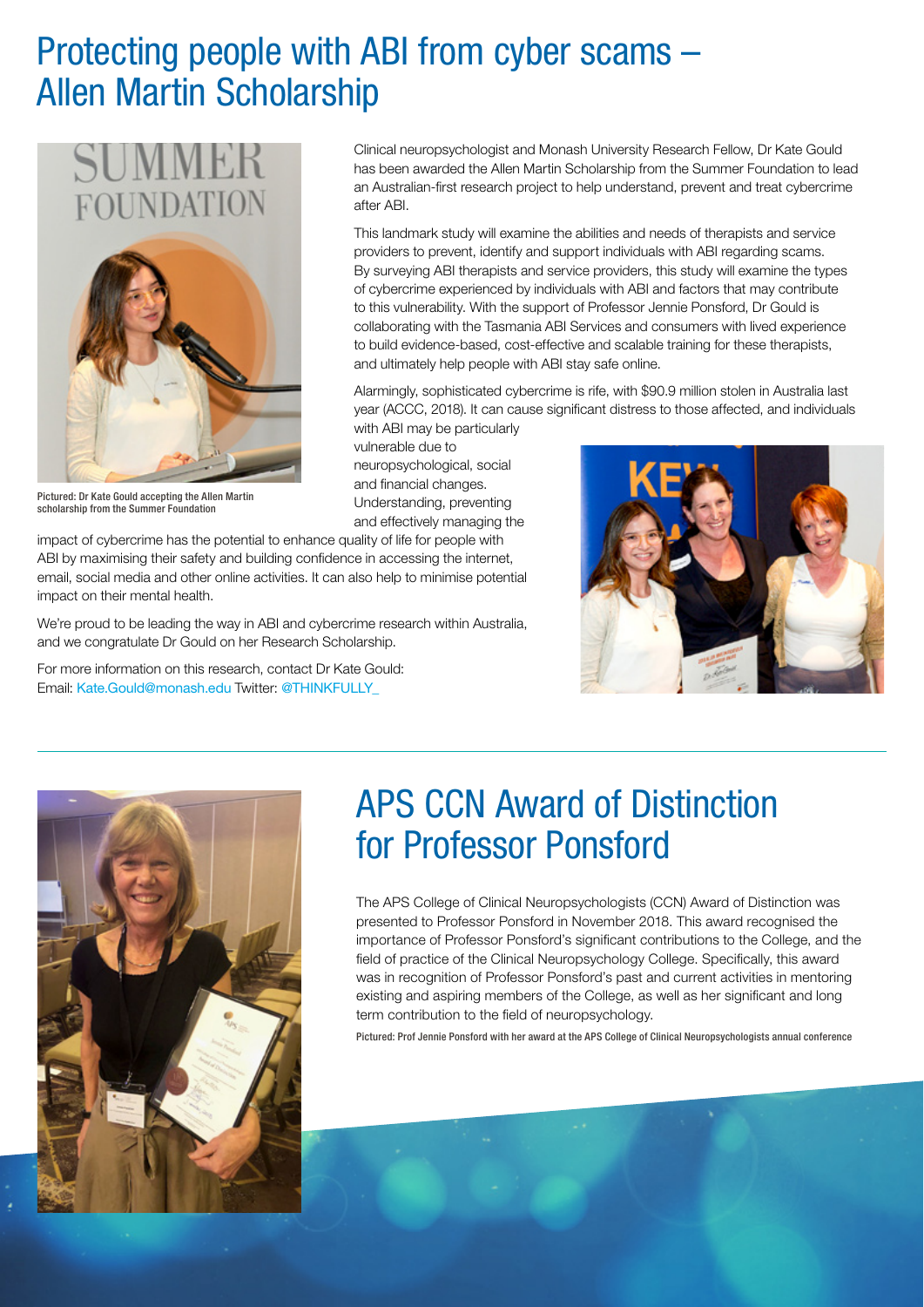# Protecting people with ABI from cyber scams – Allen Martin Scholarship

Pictured: Dr Kate Gould accepting the Allen Martin scholarship from the Summer Foundation

Clinical neuropsychologist and Monash University Research Fellow, Dr Kate Gould has been awarded the Allen Martin Scholarship from the Summer Foundation to lead an Australian-first research project to help understand, prevent and treat cybercrime after ABI.

This landmark study will examine the abilities and needs of therapists and service providers to prevent, identify and support individuals with ABI regarding scams. By surveying ABI therapists and service providers, this study will examine the types of cybercrime experienced by individuals with ABI and factors that may contribute to this vulnerability. With the support of Professor Jennie Ponsford, Dr Gould is collaborating with the Tasmania ABI Services and consumers with lived experience to build evidence-based, cost-effective and scalable training for these therapists, and ultimately help people with ABI stay safe online.

Alarmingly, sophisticated cybercrime is rife, with $90.9 million stolen in Australia last year (ACCC, 2018). It can cause significant distress to those affected, and individuals with ABI may be particularly vulnerable due to neuropsychological, social and financial changes. Understanding, preventing and effectively managing the impact of cybercrime has the potential to enhance quality of life for people with ABI by maximising their safety and building confidence in accessing the internet, email, social media and other online activities. It can also help to minimise potential impact on their mental health.

We're proud to be leading the way in ABI and cybercrime research within Australia, and we congratulate Dr Gould on her Research Scholarship.

For more information on this research, contact Dr Kate Gould:
Email: Kate.Gould@monash.edu Twitter: @THINKFULLY_

# APS CCN Award of Distinction for Professor Ponsford

The APS College of Clinical Neuropsychologists (CCN) Award of Distinction was presented to Professor Ponsford in November 2018. This award recognised the importance of Professor Ponsford's significant contributions to the College, and the field of practice of the Clinical Neuropsychology College. Specifically, this award was in recognition of Professor Ponsford's past and current activities in mentoring existing and aspiring members of the College, as well as her significant and long term contribution to the field of neuropsychology.

Pictured: Prof Jennie Ponsford with her award at the APS College of Clinical Neuropsychologists annual conference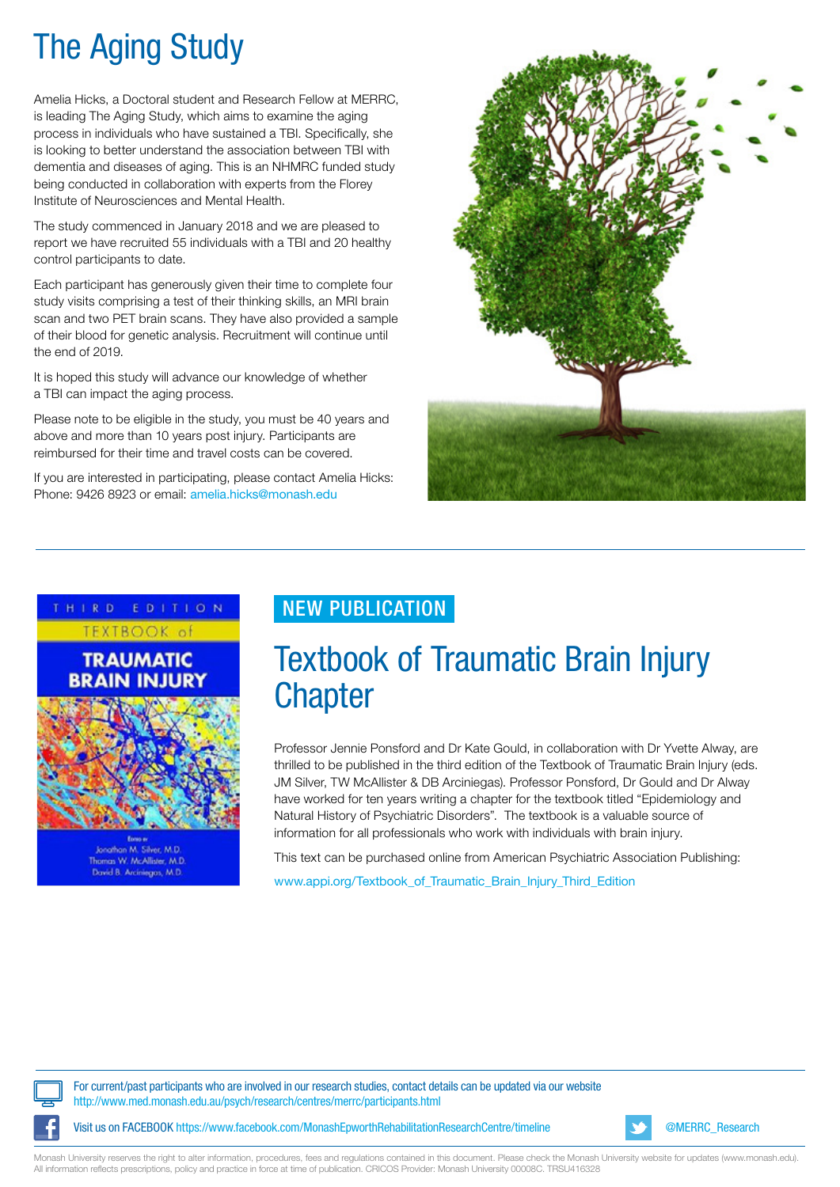# The Aging Study

Amelia Hicks, a Doctoral student and Research Fellow at MERRC, is leading The Aging Study, which aims to examine the aging process in individuals who have sustained a TBI. Specifically, she is looking to better understand the association between TBI with dementia and diseases of aging. This is an NHMRC funded study being conducted in collaboration with experts from the Florey Institute of Neurosciences and Mental Health.

The study commenced in January 2018 and we are pleased to report we have recruited 55 individuals with a TBI and 20 healthy control participants to date.

Each participant has generously given their time to complete four study visits comprising a test of their thinking skills, an MRI brain scan and two PET brain scans. They have also provided a sample of their blood for genetic analysis. Recruitment will continue until the end of 2019.

It is hoped this study will advance our knowledge of whether a TBI can impact the aging process.

Please note to be eligible in the study, you must be 40 years and above and more than 10 years post injury. Participants are reimbursed for their time and travel costs can be covered.

If you are interested in participating, please contact Amelia Hicks: Phone: 9426 8923 or email: amelia.hicks@monash.edu

---

THIRD EDITION
TEXTBOOK of
TRAUMATIC BRAIN INJURY

Edited by
Jonathan M. Silver, M.D.
Thomas W. McAllister, M.D.
David B. Arciniegas, M.D.

**NEW PUBLICATION**

# Textbook of Traumatic Brain Injury Chapter

Professor Jennie Ponsford and Dr Kate Gould, in collaboration with Dr Yvette Alway, are thrilled to be published in the third edition of the Textbook of Traumatic Brain Injury (eds. JM Silver, TW McAllister & DB Arciniegas). Professor Ponsford, Dr Gould and Dr Alway have worked for ten years writing a chapter for the textbook titled "Epidemiology and Natural History of Psychiatric Disorders". The textbook is a valuable source of information for all professionals who work with individuals with brain injury.

This text can be purchased online from American Psychiatric Association Publishing:

www.appi.org/Textbook_of_Traumatic_Brain_Injury_Third_Edition

---

For current/past participants who are involved in our research studies, contact details can be updated via our website http://www.med.monash.edu.au/psych/research/centres/merrc/participants.html

Visit us on FACEBOOK https://www.facebook.com/MonashEpworthRehabilitationResearchCentre/timeline

@MERRC_Research

Monash University reserves the right to alter information, procedures, fees and regulations contained in this document. Please check the Monash University website for updates (www.monash.edu). All information reflects prescriptions, policy and practice in force at time of publication. CRICOS Provider: Monash University 00008C. TRSU416328